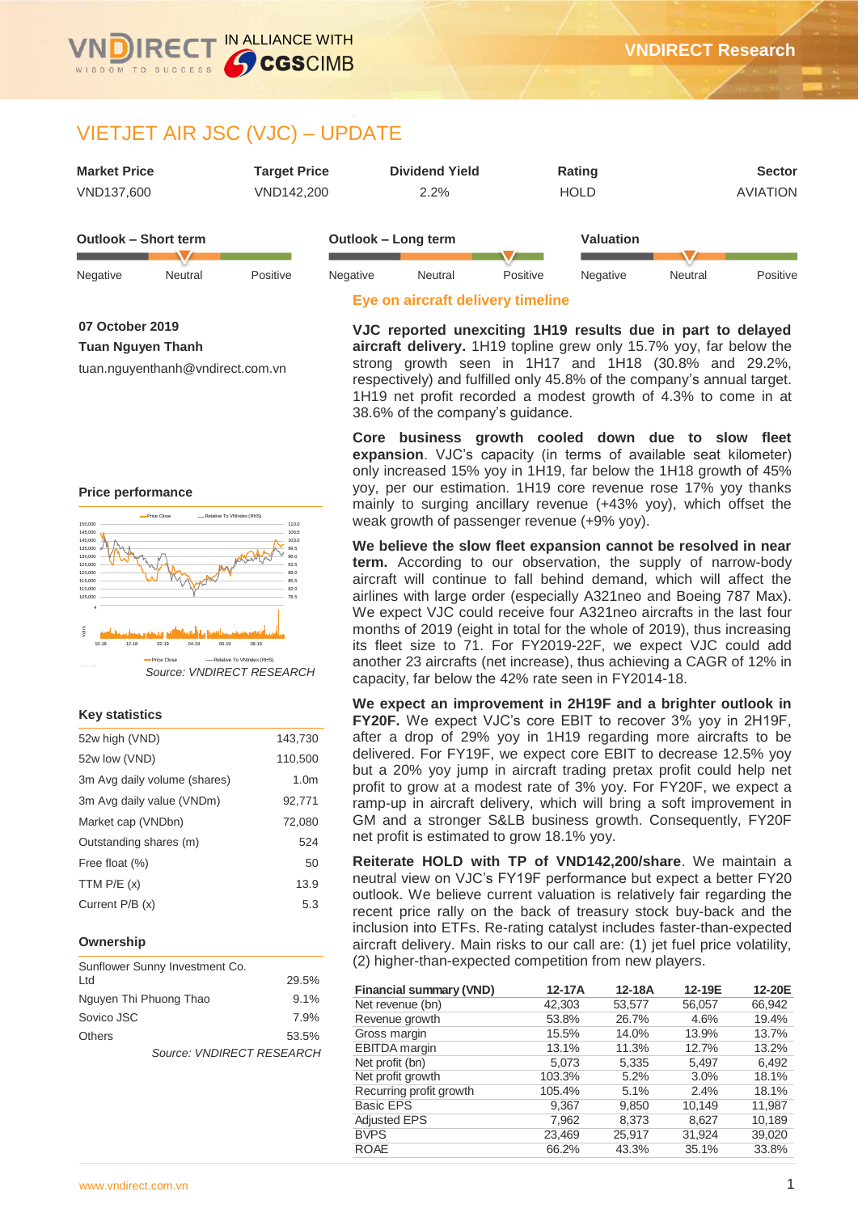VNDIRECT IN ALLIANCE WITH CGSCIMB — VNDIRECT Research

# VIETJET AIR JSC (VJC) – UPDATE

| Market Price | Target Price | Dividend Yield | Rating | Sector |
|---|---|---|---|---|
| VND137,600 | VND142,200 | 2.2% | HOLD | AVIATION |

| Outlook – Short term | Outlook – Long term | Valuation |
|---|---|---|
| Neutral | Positive | Neutral |

07 October 2019

**Tuan Nguyen Thanh**

tuan.nguyenthanh@vndirect.com.vn

### Price performance

*Source: VNDIRECT RESEARCH*

### Key statistics

| | |
|---|---|
| 52w high (VND) | 143,730 |
| 52w low (VND) | 110,500 |
| 3m Avg daily volume (shares) | 1.0m |
| 3m Avg daily value (VNDm) | 92,771 |
| Market cap (VNDbn) | 72,080 |
| Outstanding shares (m) | 524 |
| Free float (%) | 50 |
| TTM P/E (x) | 13.9 |
| Current P/B (x) | 5.3 |

### Ownership

| | |
|---|---|
| Sunflower Sunny Investment Co. Ltd | 29.5% |
| Nguyen Thi Phuong Thao | 9.1% |
| Sovico JSC | 7.9% |
| Others | 53.5% |

*Source: VNDIRECT RESEARCH*

## Eye on aircraft delivery timeline

**VJC reported unexciting 1H19 results due in part to delayed aircraft delivery.** 1H19 topline grew only 15.7% yoy, far below the strong growth seen in 1H17 and 1H18 (30.8% and 29.2%, respectively) and fulfilled only 45.8% of the company's annual target. 1H19 net profit recorded a modest growth of 4.3% to come in at 38.6% of the company's guidance.

**Core business growth cooled down due to slow fleet expansion**. VJC's capacity (in terms of available seat kilometer) only increased 15% yoy in 1H19, far below the 1H18 growth of 45% yoy, per our estimation. 1H19 core revenue rose 17% yoy thanks mainly to surging ancillary revenue (+43% yoy), which offset the weak growth of passenger revenue (+9% yoy).

**We believe the slow fleet expansion cannot be resolved in near term.** According to our observation, the supply of narrow-body aircraft will continue to fall behind demand, which will affect the airlines with large order (especially A321neo and Boeing 787 Max). We expect VJC could receive four A321neo aircrafts in the last four months of 2019 (eight in total for the whole of 2019), thus increasing its fleet size to 71. For FY2019-22F, we expect VJC could add another 23 aircrafts (net increase), thus achieving a CAGR of 12% in capacity, far below the 42% rate seen in FY2014-18.

**We expect an improvement in 2H19F and a brighter outlook in FY20F.** We expect VJC's core EBIT to recover 3% yoy in 2H19F, after a drop of 29% yoy in 1H19 regarding more aircrafts to be delivered. For FY19F, we expect core EBIT to decrease 12.5% yoy but a 20% yoy jump in aircraft trading pretax profit could help net profit to grow at a modest rate of 3% yoy. For FY20F, we expect a ramp-up in aircraft delivery, which will bring a soft improvement in GM and a stronger S&LB business growth. Consequently, FY20F net profit is estimated to grow 18.1% yoy.

**Reiterate HOLD with TP of VND142,200/share**. We maintain a neutral view on VJC's FY19F performance but expect a better FY20 outlook. We believe current valuation is relatively fair regarding the recent price rally on the back of treasury stock buy-back and the inclusion into ETFs. Re-rating catalyst includes faster-than-expected aircraft delivery. Main risks to our call are: (1) jet fuel price volatility, (2) higher-than-expected competition from new players.

| Financial summary (VND) | 12-17A | 12-18A | 12-19E | 12-20E |
|---|---|---|---|---|
| Net revenue (bn) | 42,303 | 53,577 | 56,057 | 66,942 |
| Revenue growth | 53.8% | 26.7% | 4.6% | 19.4% |
| Gross margin | 15.5% | 14.0% | 13.9% | 13.7% |
| EBITDA margin | 13.1% | 11.3% | 12.7% | 13.2% |
| Net profit (bn) | 5,073 | 5,335 | 5,497 | 6,492 |
| Net profit growth | 103.3% | 5.2% | 3.0% | 18.1% |
| Recurring profit growth | 105.4% | 5.1% | 2.4% | 18.1% |
| Basic EPS | 9,367 | 9,850 | 10,149 | 11,987 |
| Adjusted EPS | 7,962 | 8,373 | 8,627 | 10,189 |
| BVPS | 23,469 | 25,917 | 31,924 | 39,020 |
| ROAE | 66.2% | 43.3% | 35.1% | 33.8% |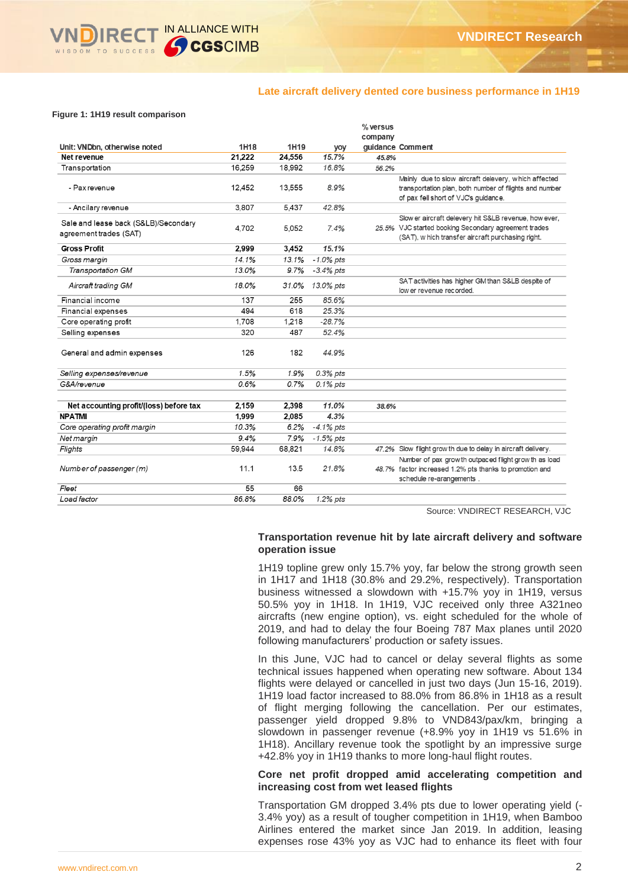## Late aircraft delivery dented core business performance in 1H19

**Figure 1: 1H19 result comparison**

| Unit: VNDbn, otherwise noted | 1H18 | 1H19 | yoy | % versus company guidance | Comment |
|---|---|---|---|---|---|
| **Net revenue** | **21,222** | **24,556** | *15.7%* | *45.8%* | |
| Transportation | 16,259 | 18,992 | *16.8%* | *56.2%* | |
| - Pax revenue | 12,452 | 13,555 | *8.9%* | | Mainly due to slow aircraft delevery, which affected transportation plan, both number of flights and number of pax fell short of VJC's guidance. |
| - Ancilary revenue | 3,807 | 5,437 | *42.8%* | | |
| Sale and lease back (S&LB)/Secondary agreement trades (SAT) | 4,702 | 5,052 | *7.4%* | *25.5%* | Slower aircraft delevery hit S&LB revenue, however, VJC started booking Secondary agreement trades (SAT), which transfer aircraft purchasing right. |
| **Gross Profit** | **2,999** | **3,452** | *15.1%* | | |
| *Gross margin* | *14.1%* | *13.1%* | *-1.0% pts* | | |
| *Transportation GM* | *13.0%* | *9.7%* | *-3.4% pts* | | |
| *Aircraft trading GM* | *18.0%* | *31.0%* | *13.0% pts* | | SAT activities has higher GM than S&LB despite of lower revenue recorded. |
| Financial income | 137 | 255 | *85.6%* | | |
| Financial expenses | 494 | 618 | *25.3%* | | |
| Core operating profit | 1,708 | 1,218 | *-28.7%* | | |
| Selling expenses | 320 | 487 | *52.4%* | | |
| General and admin expenses | 126 | 182 | *44.9%* | | |
| *Selling expenses/revenue* | *1.5%* | *1.9%* | *0.3% pts* | | |
| *G&A/revenue* | *0.6%* | *0.7%* | *0.1% pts* | | |
| **Net accounting profit/(loss) before tax** | **2,159** | **2,398** | *11.0%* | *38.6%* | |
| **NPATMI** | **1,999** | **2,085** | *4.3%* | | |
| *Core operating profit margin* | *10.3%* | *6.2%* | *-4.1% pts* | | |
| *Net margin* | *9.4%* | *7.9%* | *-1.5% pts* | | |
| *Flights* | 59,944 | 68,821 | *14.8%* | *47.2%* | Slow flight growth due to delay in aircraft delivery. |
| *Number of passenger (m)* | 11.1 | 13.5 | *21.8%* | *48.7%* | Number of pax growth outpaced flight growth as load factor increased 1.2% pts thanks to promotion and schedule re-arangements . |
| *Fleet* | 55 | 66 | | | |
| *Load factor* | *86.8%* | *88.0%* | *1.2% pts* | | |

Source: VNDIRECT RESEARCH, VJC

### Transportation revenue hit by late aircraft delivery and software operation issue

1H19 topline grew only 15.7% yoy, far below the strong growth seen in 1H17 and 1H18 (30.8% and 29.2%, respectively). Transportation business witnessed a slowdown with +15.7% yoy in 1H19, versus 50.5% yoy in 1H18. In 1H19, VJC received only three A321neo aircrafts (new engine option), vs. eight scheduled for the whole of 2019, and had to delay the four Boeing 787 Max planes until 2020 following manufacturers' production or safety issues.

In this June, VJC had to cancel or delay several flights as some technical issues happened when operating new software. About 134 flights were delayed or cancelled in just two days (Jun 15-16, 2019). 1H19 load factor increased to 88.0% from 86.8% in 1H18 as a result of flight merging following the cancellation. Per our estimates, passenger yield dropped 9.8% to VND843/pax/km, bringing a slowdown in passenger revenue (+8.9% yoy in 1H19 vs 51.6% in 1H18). Ancillary revenue took the spotlight by an impressive surge +42.8% yoy in 1H19 thanks to more long-haul flight routes.

### Core net profit dropped amid accelerating competition and increasing cost from wet leased flights

Transportation GM dropped 3.4% pts due to lower operating yield (-3.4% yoy) as a result of tougher competition in 1H19, when Bamboo Airlines entered the market since Jan 2019. In addition, leasing expenses rose 43% yoy as VJC had to enhance its fleet with four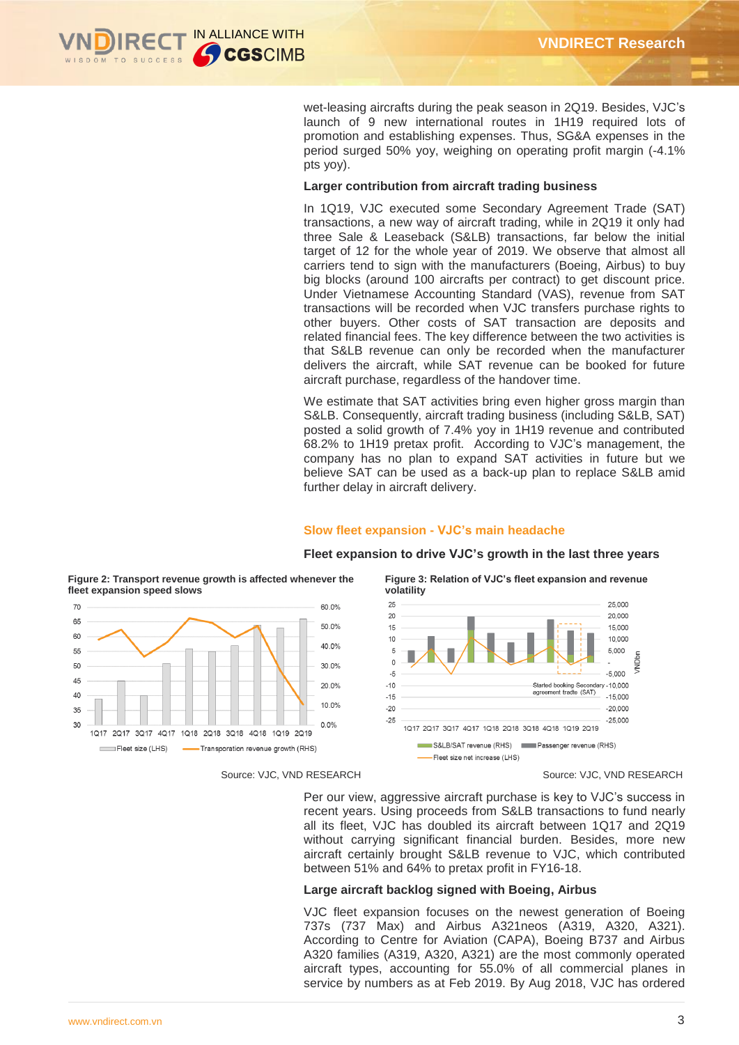wet-leasing aircrafts during the peak season in 2Q19. Besides, VJC's launch of 9 new international routes in 1H19 required lots of promotion and establishing expenses. Thus, SG&A expenses in the period surged 50% yoy, weighing on operating profit margin (-4.1% pts yoy).

**Larger contribution from aircraft trading business**

In 1Q19, VJC executed some Secondary Agreement Trade (SAT) transactions, a new way of aircraft trading, while in 2Q19 it only had three Sale & Leaseback (S&LB) transactions, far below the initial target of 12 for the whole year of 2019. We observe that almost all carriers tend to sign with the manufacturers (Boeing, Airbus) to buy big blocks (around 100 aircrafts per contract) to get discount price. Under Vietnamese Accounting Standard (VAS), revenue from SAT transactions will be recorded when VJC transfers purchase rights to other buyers. Other costs of SAT transaction are deposits and related financial fees. The key difference between the two activities is that S&LB revenue can only be recorded when the manufacturer delivers the aircraft, while SAT revenue can be booked for future aircraft purchase, regardless of the handover time.

We estimate that SAT activities bring even higher gross margin than S&LB. Consequently, aircraft trading business (including S&LB, SAT) posted a solid growth of 7.4% yoy in 1H19 revenue and contributed 68.2% to 1H19 pretax profit. According to VJC's management, the company has no plan to expand SAT activities in future but we believe SAT can be used as a back-up plan to replace S&LB amid further delay in aircraft delivery.

## Slow fleet expansion - VJC's main headache

**Fleet expansion to drive VJC's growth in the last three years**

**Figure 2: Transport revenue growth is affected whenever the fleet expansion speed slows**

Source: VJC, VND RESEARCH

**Figure 3: Relation of VJC's fleet expansion and revenue volatility**

Source: VJC, VND RESEARCH

Per our view, aggressive aircraft purchase is key to VJC's success in recent years. Using proceeds from S&LB transactions to fund nearly all its fleet, VJC has doubled its aircraft between 1Q17 and 2Q19 without carrying significant financial burden. Besides, more new aircraft certainly brought S&LB revenue to VJC, which contributed between 51% and 64% to pretax profit in FY16-18.

**Large aircraft backlog signed with Boeing, Airbus**

VJC fleet expansion focuses on the newest generation of Boeing 737s (737 Max) and Airbus A321neos (A319, A320, A321). According to Centre for Aviation (CAPA), Boeing B737 and Airbus A320 families (A319, A320, A321) are the most commonly operated aircraft types, accounting for 55.0% of all commercial planes in service by numbers as at Feb 2019. By Aug 2018, VJC has ordered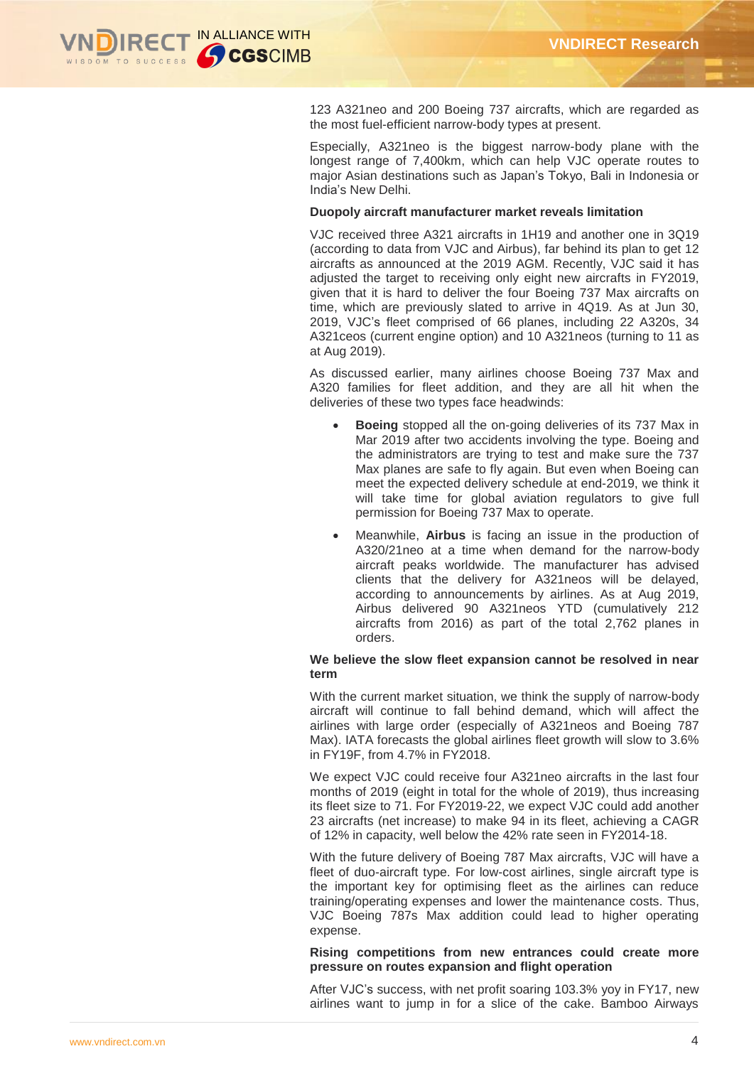123 A321neo and 200 Boeing 737 aircrafts, which are regarded as the most fuel-efficient narrow-body types at present.

Especially, A321neo is the biggest narrow-body plane with the longest range of 7,400km, which can help VJC operate routes to major Asian destinations such as Japan's Tokyo, Bali in Indonesia or India's New Delhi.

**Duopoly aircraft manufacturer market reveals limitation**

VJC received three A321 aircrafts in 1H19 and another one in 3Q19 (according to data from VJC and Airbus), far behind its plan to get 12 aircrafts as announced at the 2019 AGM. Recently, VJC said it has adjusted the target to receiving only eight new aircrafts in FY2019, given that it is hard to deliver the four Boeing 737 Max aircrafts on time, which are previously slated to arrive in 4Q19. As at Jun 30, 2019, VJC's fleet comprised of 66 planes, including 22 A320s, 34 A321ceos (current engine option) and 10 A321neos (turning to 11 as at Aug 2019).

As discussed earlier, many airlines choose Boeing 737 Max and A320 families for fleet addition, and they are all hit when the deliveries of these two types face headwinds:

- **Boeing** stopped all the on-going deliveries of its 737 Max in Mar 2019 after two accidents involving the type. Boeing and the administrators are trying to test and make sure the 737 Max planes are safe to fly again. But even when Boeing can meet the expected delivery schedule at end-2019, we think it will take time for global aviation regulators to give full permission for Boeing 737 Max to operate.
- Meanwhile, **Airbus** is facing an issue in the production of A320/21neo at a time when demand for the narrow-body aircraft peaks worldwide. The manufacturer has advised clients that the delivery for A321neos will be delayed, according to announcements by airlines. As at Aug 2019, Airbus delivered 90 A321neos YTD (cumulatively 212 aircrafts from 2016) as part of the total 2,762 planes in orders.

**We believe the slow fleet expansion cannot be resolved in near term**

With the current market situation, we think the supply of narrow-body aircraft will continue to fall behind demand, which will affect the airlines with large order (especially of A321neos and Boeing 787 Max). IATA forecasts the global airlines fleet growth will slow to 3.6% in FY19F, from 4.7% in FY2018.

We expect VJC could receive four A321neo aircrafts in the last four months of 2019 (eight in total for the whole of 2019), thus increasing its fleet size to 71. For FY2019-22, we expect VJC could add another 23 aircrafts (net increase) to make 94 in its fleet, achieving a CAGR of 12% in capacity, well below the 42% rate seen in FY2014-18.

With the future delivery of Boeing 787 Max aircrafts, VJC will have a fleet of duo-aircraft type. For low-cost airlines, single aircraft type is the important key for optimising fleet as the airlines can reduce training/operating expenses and lower the maintenance costs. Thus, VJC Boeing 787s Max addition could lead to higher operating expense.

**Rising competitions from new entrances could create more pressure on routes expansion and flight operation**

After VJC's success, with net profit soaring 103.3% yoy in FY17, new airlines want to jump in for a slice of the cake. Bamboo Airways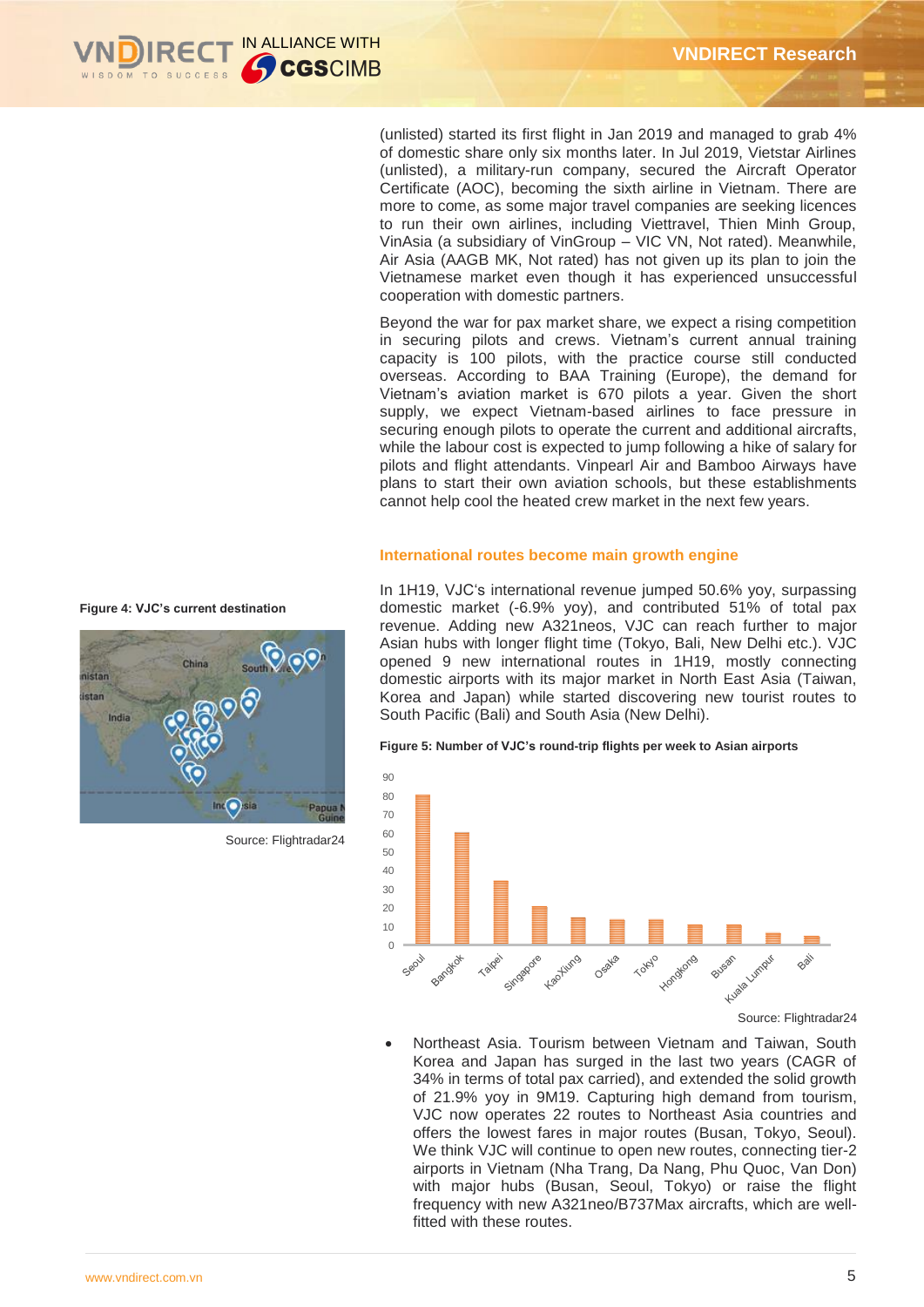(unlisted) started its first flight in Jan 2019 and managed to grab 4% of domestic share only six months later. In Jul 2019, Vietstar Airlines (unlisted), a military-run company, secured the Aircraft Operator Certificate (AOC), becoming the sixth airline in Vietnam. There are more to come, as some major travel companies are seeking licences to run their own airlines, including Viettravel, Thien Minh Group, VinAsia (a subsidiary of VinGroup – VIC VN, Not rated). Meanwhile, Air Asia (AAGB MK, Not rated) has not given up its plan to join the Vietnamese market even though it has experienced unsuccessful cooperation with domestic partners.

Beyond the war for pax market share, we expect a rising competition in securing pilots and crews. Vietnam's current annual training capacity is 100 pilots, with the practice course still conducted overseas. According to BAA Training (Europe), the demand for Vietnam's aviation market is 670 pilots a year. Given the short supply, we expect Vietnam-based airlines to face pressure in securing enough pilots to operate the current and additional aircrafts, while the labour cost is expected to jump following a hike of salary for pilots and flight attendants. Vinpearl Air and Bamboo Airways have plans to start their own aviation schools, but these establishments cannot help cool the heated crew market in the next few years.

## International routes become main growth engine

In 1H19, VJC's international revenue jumped 50.6% yoy, surpassing domestic market (-6.9% yoy), and contributed 51% of total pax revenue. Adding new A321neos, VJC can reach further to major Asian hubs with longer flight time (Tokyo, Bali, New Delhi etc.). VJC opened 9 new international routes in 1H19, mostly connecting domestic airports with its major market in North East Asia (Taiwan, Korea and Japan) while started discovering new tourist routes to South Pacific (Bali) and South Asia (New Delhi).

**Figure 4: VJC's current destination**

Source: Flightradar24

**Figure 5: Number of VJC's round-trip flights per week to Asian airports**

| Airport | Round-trip flights per week |
|---|---|
| Seoul | ~81 |
| Bangkok | ~60 |
| Taipei | ~34 |
| Singapore | ~20 |
| KaoXiung | ~14 |
| Osaka | ~13 |
| Tokyo | ~13 |
| Hongkong | ~10 |
| Busan | ~10 |
| Kuala Lumpur | ~6 |
| Bali | ~4 |

Source: Flightradar24

- Northeast Asia. Tourism between Vietnam and Taiwan, South Korea and Japan has surged in the last two years (CAGR of 34% in terms of total pax carried), and extended the solid growth of 21.9% yoy in 9M19. Capturing high demand from tourism, VJC now operates 22 routes to Northeast Asia countries and offers the lowest fares in major routes (Busan, Tokyo, Seoul). We think VJC will continue to open new routes, connecting tier-2 airports in Vietnam (Nha Trang, Da Nang, Phu Quoc, Van Don) with major hubs (Busan, Seoul, Tokyo) or raise the flight frequency with new A321neo/B737Max aircrafts, which are well-fitted with these routes.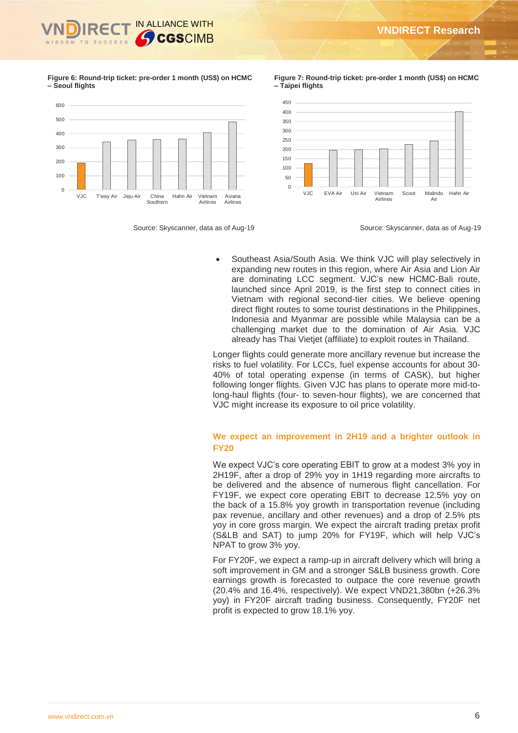**Figure 6: Round-trip ticket: pre-order 1 month (US$) on HCMC – Seoul flights**

Source: Skyscanner, data as of Aug-19

**Figure 7: Round-trip ticket: pre-order 1 month (US$) on HCMC – Taipei flights**

Source: Skyscanner, data as of Aug-19

- Southeast Asia/South Asia. We think VJC will play selectively in expanding new routes in this region, where Air Asia and Lion Air are dominating LCC segment. VJC's new HCMC-Bali route, launched since April 2019, is the first step to connect cities in Vietnam with regional second-tier cities. We believe opening direct flight routes to some tourist destinations in the Philippines, Indonesia and Myanmar are possible while Malaysia can be a challenging market due to the domination of Air Asia. VJC already has Thai Vietjet (affiliate) to exploit routes in Thailand.

Longer flights could generate more ancillary revenue but increase the risks to fuel volatility. For LCCs, fuel expense accounts for about 30-40% of total operating expense (in terms of CASK), but higher following longer flights. Given VJC has plans to operate more mid-to-long-haul flights (four- to seven-hour flights), we are concerned that VJC might increase its exposure to oil price volatility.

## We expect an improvement in 2H19 and a brighter outlook in FY20

We expect VJC's core operating EBIT to grow at a modest 3% yoy in 2H19F, after a drop of 29% yoy in 1H19 regarding more aircrafts to be delivered and the absence of numerous flight cancellation. For FY19F, we expect core operating EBIT to decrease 12.5% yoy on the back of a 15.8% yoy growth in transportation revenue (including pax revenue, ancillary and other revenues) and a drop of 2.5% pts yoy in core gross margin. We expect the aircraft trading pretax profit (S&LB and SAT) to jump 20% for FY19F, which will help VJC's NPAT to grow 3% yoy.

For FY20F, we expect a ramp-up in aircraft delivery which will bring a soft improvement in GM and a stronger S&LB business growth. Core earnings growth is forecasted to outpace the core revenue growth (20.4% and 16.4%, respectively). We expect VND21,380bn (+26.3% yoy) in FY20F aircraft trading business. Consequently, FY20F net profit is expected to grow 18.1% yoy.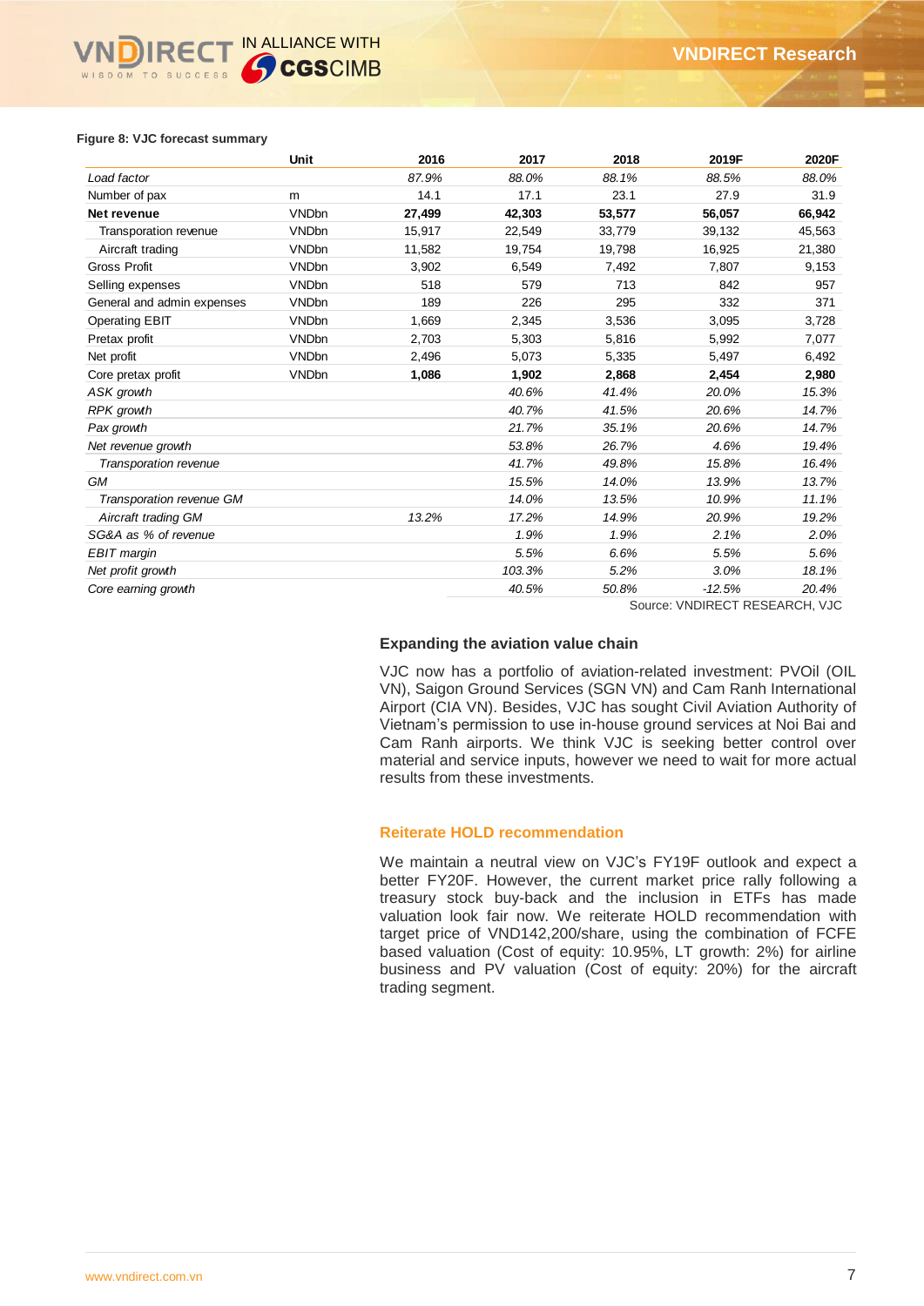**Figure 8: VJC forecast summary**

| | Unit | 2016 | 2017 | 2018 | 2019F | 2020F |
|---|---|---|---|---|---|---|
| *Load factor* | | *87.9%* | *88.0%* | *88.1%* | *88.5%* | *88.0%* |
| Number of pax | m | 14.1 | 17.1 | 23.1 | 27.9 | 31.9 |
| **Net revenue** | VNDbn | **27,499** | **42,303** | **53,577** | **56,057** | **66,942** |
| Transporation revenue | VNDbn | 15,917 | 22,549 | 33,779 | 39,132 | 45,563 |
| Aircraft trading | VNDbn | 11,582 | 19,754 | 19,798 | 16,925 | 21,380 |
| Gross Profit | VNDbn | 3,902 | 6,549 | 7,492 | 7,807 | 9,153 |
| Selling expenses | VNDbn | 518 | 579 | 713 | 842 | 957 |
| General and admin expenses | VNDbn | 189 | 226 | 295 | 332 | 371 |
| Operating EBIT | VNDbn | 1,669 | 2,345 | 3,536 | 3,095 | 3,728 |
| Pretax profit | VNDbn | 2,703 | 5,303 | 5,816 | 5,992 | 7,077 |
| Net profit | VNDbn | 2,496 | 5,073 | 5,335 | 5,497 | 6,492 |
| Core pretax profit | VNDbn | **1,086** | **1,902** | **2,868** | **2,454** | **2,980** |
| *ASK growth* | | | *40.6%* | *41.4%* | *20.0%* | *15.3%* |
| *RPK growth* | | | *40.7%* | *41.5%* | *20.6%* | *14.7%* |
| *Pax growth* | | | *21.7%* | *35.1%* | *20.6%* | *14.7%* |
| *Net revenue growth* | | | *53.8%* | *26.7%* | *4.6%* | *19.4%* |
| *Transporation revenue* | | | *41.7%* | *49.8%* | *15.8%* | *16.4%* |
| *GM* | | | *15.5%* | *14.0%* | *13.9%* | *13.7%* |
| *Transporation revenue GM* | | | *14.0%* | *13.5%* | *10.9%* | *11.1%* |
| *Aircraft trading GM* | | *13.2%* | *17.2%* | *14.9%* | *20.9%* | *19.2%* |
| *SG&A as % of revenue* | | | *1.9%* | *1.9%* | *2.1%* | *2.0%* |
| *EBIT margin* | | | *5.5%* | *6.6%* | *5.5%* | *5.6%* |
| *Net profit growth* | | | *103.3%* | *5.2%* | *3.0%* | *18.1%* |
| *Core earning growth* | | | *40.5%* | *50.8%* | *-12.5%* | *20.4%* |

Source: VNDIRECT RESEARCH, VJC

### Expanding the aviation value chain

VJC now has a portfolio of aviation-related investment: PVOil (OIL VN), Saigon Ground Services (SGN VN) and Cam Ranh International Airport (CIA VN). Besides, VJC has sought Civil Aviation Authority of Vietnam's permission to use in-house ground services at Noi Bai and Cam Ranh airports. We think VJC is seeking better control over material and service inputs, however we need to wait for more actual results from these investments.

### Reiterate HOLD recommendation

We maintain a neutral view on VJC's FY19F outlook and expect a better FY20F. However, the current market price rally following a treasury stock buy-back and the inclusion in ETFs has made valuation look fair now. We reiterate HOLD recommendation with target price of VND142,200/share, using the combination of FCFE based valuation (Cost of equity: 10.95%, LT growth: 2%) for airline business and PV valuation (Cost of equity: 20%) for the aircraft trading segment.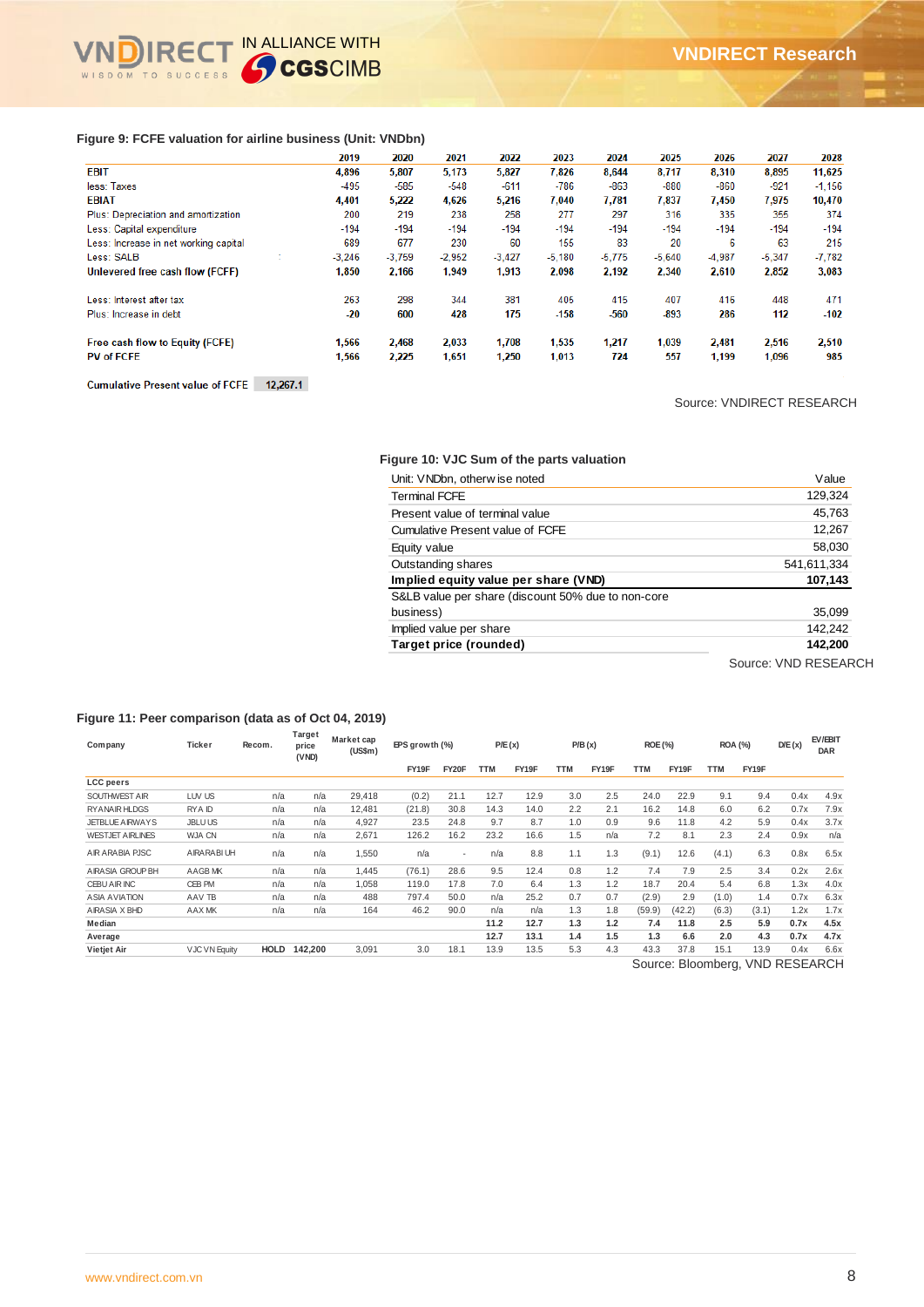**Figure 9: FCFE valuation for airline business (Unit: VNDbn)**

| | 2019 | 2020 | 2021 | 2022 | 2023 | 2024 | 2025 | 2026 | 2027 | 2028 |
|---|---|---|---|---|---|---|---|---|---|---|
| **EBIT** | **4,896** | **5,807** | **5,173** | **5,827** | **7,826** | **8,644** | **8,717** | **8,310** | **8,895** | **11,625** |
| less: Taxes | -495 | -585 | -548 | -611 | -786 | -863 | -880 | -860 | -921 | -1,156 |
| **EBIAT** | **4,401** | **5,222** | **4,626** | **5,216** | **7,040** | **7,781** | **7,837** | **7,450** | **7,975** | **10,470** |
| Plus: Depreciation and amortization | 200 | 219 | 238 | 258 | 277 | 297 | 316 | 335 | 355 | 374 |
| Less: Capital expenditure | -194 | -194 | -194 | -194 | -194 | -194 | -194 | -194 | -194 | -194 |
| Less: Increase in net working capital | 689 | 677 | 230 | 60 | 155 | 83 | 20 | 6 | 63 | 215 |
| Less: SALB | -3,246 | -3,759 | -2,952 | -3,427 | -5,180 | -5,775 | -5,640 | -4,987 | -5,347 | -7,782 |
| **Unlevered free cash flow (FCFF)** | **1,850** | **2,166** | **1,949** | **1,913** | **2,098** | **2,192** | **2,340** | **2,610** | **2,852** | **3,083** |
| | | | | | | | | | | |
| Less: Interest after tax | 263 | 298 | 344 | 381 | 405 | 415 | 407 | 416 | 448 | 471 |
| Plus: Increase in debt | -20 | 600 | 428 | 175 | -158 | -560 | -893 | 286 | 112 | -102 |
| | | | | | | | | | | |
| **Free cash flow to Equity (FCFE)** | **1,566** | **2,468** | **2,033** | **1,708** | **1,535** | **1,217** | **1,039** | **2,481** | **2,516** | **2,510** |
| **PV of FCFE** | **1,566** | **2,225** | **1,651** | **1,250** | **1,013** | **724** | **557** | **1,199** | **1,096** | **985** |
| | | | | | | | | | | |
| **Cumulative Present value of FCFE** | **12,267.1** | | | | | | | | | |

Source: VNDIRECT RESEARCH

**Figure 10: VJC Sum of the parts valuation**

| Unit: VNDbn, otherwise noted | Value |
|---|---|
| Terminal FCFE | 129,324 |
| Present value of terminal value | 45,763 |
| Cumulative Present value of FCFE | 12,267 |
| Equity value | 58,030 |
| Outstanding shares | 541,611,334 |
| **Implied equity value per share (VND)** | **107,143** |
| S&LB value per share (discount 50% due to non-core business) | 35,099 |
| Implied value per share | 142,242 |
| **Target price (rounded)** | **142,200** |

Source: VND RESEARCH

**Figure 11: Peer comparison (data as of Oct 04, 2019)**

| Company | Ticker | Recom. | Target price (VND) | Market cap (US$m) | EPS growth (%) | | P/E (x) | | P/B (x) | | ROE (%) | | ROA (%) | | D/E (x) | EV/EBITDAR |
|---|---|---|---|---|---|---|---|---|---|---|---|---|---|---|---|---|
| | | | | | FY19F | FY20F | TTM | FY19F | TTM | FY19F | TTM | FY19F | TTM | FY19F | | |
| **LCC peers** | | | | | | | | | | | | | | | | |
| SOUTHWEST AIR | LUV US | n/a | n/a | 29,418 | (0.2) | 21.1 | 12.7 | 12.9 | 3.0 | 2.5 | 24.0 | 22.9 | 9.1 | 9.4 | 0.4x | 4.9x |
| RYANAIR HLDGS | RYA ID | n/a | n/a | 12,481 | (21.8) | 30.8 | 14.3 | 14.0 | 2.2 | 2.1 | 16.2 | 14.8 | 6.0 | 6.2 | 0.7x | 7.9x |
| JETBLUE AIRWAYS | JBLU US | n/a | n/a | 4,927 | 23.5 | 24.8 | 9.7 | 8.7 | 1.0 | 0.9 | 9.6 | 11.8 | 4.2 | 5.9 | 0.4x | 3.7x |
| WESTJET AIRLINES | WJA CN | n/a | n/a | 2,671 | 126.2 | 16.2 | 23.2 | 16.6 | 1.5 | n/a | 7.2 | 8.1 | 2.3 | 2.4 | 0.9x | n/a |
| AIR ARABIA PJSC | AIRARABI UH | n/a | n/a | 1,550 | n/a | - | n/a | 8.8 | 1.1 | 1.3 | (9.1) | 12.6 | (4.1) | 6.3 | 0.8x | 6.5x |
| AIRASIA GROUP BH | AAGB MK | n/a | n/a | 1,445 | (76.1) | 28.6 | 9.5 | 12.4 | 0.8 | 1.2 | 7.4 | 7.9 | 2.5 | 3.4 | 0.2x | 2.6x |
| CEBU AIR INC | CEB PM | n/a | n/a | 1,058 | 119.0 | 17.8 | 7.0 | 6.4 | 1.3 | 1.2 | 18.7 | 20.4 | 5.4 | 6.8 | 1.3x | 4.0x |
| ASIA AVIATION | AAV TB | n/a | n/a | 488 | 797.4 | 50.0 | n/a | 25.2 | 0.7 | 0.7 | (2.9) | 2.9 | (1.0) | 1.4 | 0.7x | 6.3x |
| AIRASIA X BHD | AAX MK | n/a | n/a | 164 | 46.2 | 90.0 | n/a | n/a | 1.3 | 1.8 | (59.9) | (42.2) | (6.3) | (3.1) | 1.2x | 1.7x |
| **Median** | | | | | | | **11.2** | **12.7** | **1.3** | **1.2** | **7.4** | **11.8** | **2.5** | **5.9** | **0.7x** | **4.5x** |
| **Average** | | | | | | | **12.7** | **13.1** | **1.4** | **1.5** | **1.3** | **6.6** | **2.0** | **4.3** | **0.7x** | **4.7x** |
| **Vietjet Air** | VJC VN Equity | **HOLD** | **142,200** | 3,091 | 3.0 | 18.1 | 13.9 | 13.5 | 5.3 | 4.3 | 43.3 | 37.8 | 15.1 | 13.9 | 0.4x | 6.6x |

Source: Bloomberg, VND RESEARCH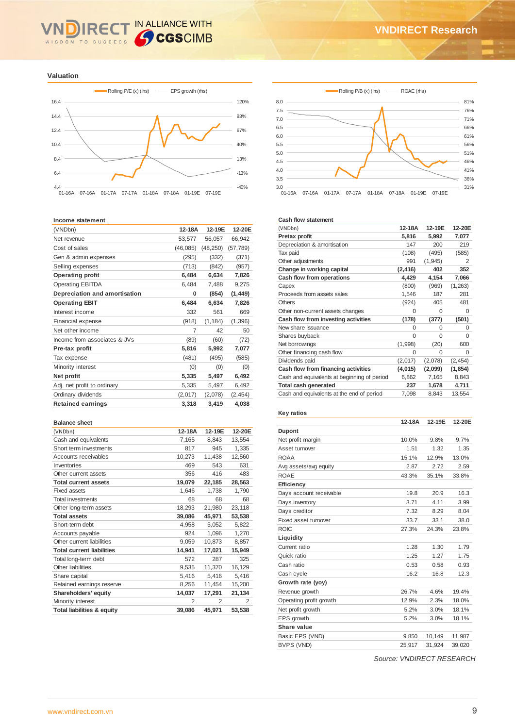## Valuation

Rolling P/E (x) (lhs) — EPS growth (rhs)

Rolling P/B (x) (lhs) — ROAE (rhs)

### Income statement

| (VNDbn) | 12-18A | 12-19E | 12-20E |
|---|---|---|---|
| Net revenue | 53,577 | 56,057 | 66,942 |
| Cost of sales | (46,085) | (48,250) | (57,789) |
| Gen & admin expenses | (295) | (332) | (371) |
| Selling expenses | (713) | (842) | (957) |
| **Operating profit** | **6,484** | **6,634** | **7,826** |
| Operating EBITDA | 6,484 | 7,488 | 9,275 |
| **Depreciation and amortisation** | **0** | **(854)** | **(1,449)** |
| **Operating EBIT** | **6,484** | **6,634** | **7,826** |
| Interest income | 332 | 561 | 669 |
| Financial expense | (918) | (1,184) | (1,396) |
| Net other income | 7 | 42 | 50 |
| Income from associates & JVs | (89) | (60) | (72) |
| **Pre-tax profit** | **5,816** | **5,992** | **7,077** |
| Tax expense | (481) | (495) | (585) |
| Minority interest | (0) | (0) | (0) |
| **Net profit** | **5,335** | **5,497** | **6,492** |
| Adj. net profit to ordinary | 5,335 | 5,497 | 6,492 |
| Ordinary dividends | (2,017) | (2,078) | (2,454) |
| **Retained earnings** | **3,318** | **3,419** | **4,038** |

### Balance sheet

| (VNDbn) | 12-18A | 12-19E | 12-20E |
|---|---|---|---|
| Cash and equivalents | 7,165 | 8,843 | 13,554 |
| Short term investments | 817 | 945 | 1,335 |
| Accounts receivables | 10,273 | 11,438 | 12,560 |
| Inventories | 469 | 543 | 631 |
| Other current assets | 356 | 416 | 483 |
| **Total current assets** | **19,079** | **22,185** | **28,563** |
| Fixed assets | 1,646 | 1,738 | 1,790 |
| Total investments | 68 | 68 | 68 |
| Other long-term assets | 18,293 | 21,980 | 23,118 |
| **Total assets** | **39,086** | **45,971** | **53,538** |
| Short-term debt | 4,958 | 5,052 | 5,822 |
| Accounts payable | 924 | 1,096 | 1,270 |
| Other current liabilities | 9,059 | 10,873 | 8,857 |
| **Total current liabilities** | **14,941** | **17,021** | **15,949** |
| Total long-term debt | 572 | 287 | 325 |
| Other liabilities | 9,535 | 11,370 | 16,129 |
| Share capital | 5,416 | 5,416 | 5,416 |
| Retained earnings reserve | 8,256 | 11,454 | 15,200 |
| **Shareholders' equity** | **14,037** | **17,291** | **21,134** |
| Minority interest | 2 | 2 | 2 |
| **Total liabilities & equity** | **39,086** | **45,971** | **53,538** |

### Cash flow statement

| (VNDbn) | 12-18A | 12-19E | 12-20E |
|---|---|---|---|
| **Pretax profit** | **5,816** | **5,992** | **7,077** |
| Depreciation & amortisation | 147 | 200 | 219 |
| Tax paid | (108) | (495) | (585) |
| Other adjustments | 991 | (1,945) | 2 |
| **Change in working capital** | **(2,416)** | **402** | **352** |
| **Cash flow from operations** | **4,429** | **4,154** | **7,066** |
| Capex | (800) | (969) | (1,263) |
| Proceeds from assets sales | 1,546 | 187 | 281 |
| Others | (924) | 405 | 481 |
| Other non-current assets changes | 0 | 0 | 0 |
| **Cash flow from investing activities** | **(178)** | **(377)** | **(501)** |
| New share issuance | 0 | 0 | 0 |
| Shares buyback | 0 | 0 | 0 |
| Net borrowings | (1,998) | (20) | 600 |
| Other financing cash flow | 0 | 0 | 0 |
| Dividends paid | (2,017) | (2,078) | (2,454) |
| **Cash flow from financing activities** | **(4,015)** | **(2,099)** | **(1,854)** |
| Cash and equivalents at beginning of period | 6,862 | 7,165 | 8,843 |
| **Total cash generated** | **237** | **1,678** | **4,711** |
| Cash and equivalents at the end of period | 7,098 | 8,843 | 13,554 |

### Key ratios

| | 12-18A | 12-19E | 12-20E |
|---|---|---|---|
| **Dupont** | | | |
| Net profit margin | 10.0% | 9.8% | 9.7% |
| Asset turnover | 1.51 | 1.32 | 1.35 |
| ROAA | 15.1% | 12.9% | 13.0% |
| Avg assets/avg equity | 2.87 | 2.72 | 2.59 |
| ROAE | 43.3% | 35.1% | 33.8% |
| **Efficiency** | | | |
| Days account receivable | 19.8 | 20.9 | 16.3 |
| Days inventory | 3.71 | 4.11 | 3.99 |
| Days creditor | 7.32 | 8.29 | 8.04 |
| Fixed asset turnover | 33.7 | 33.1 | 38.0 |
| ROIC | 27.3% | 24.3% | 23.8% |
| **Liquidity** | | | |
| Current ratio | 1.28 | 1.30 | 1.79 |
| Quick ratio | 1.25 | 1.27 | 1.75 |
| Cash ratio | 0.53 | 0.58 | 0.93 |
| Cash cycle | 16.2 | 16.8 | 12.3 |
| **Growth rate (yoy)** | | | |
| Revenue growth | 26.7% | 4.6% | 19.4% |
| Operating profit growth | 12.9% | 2.3% | 18.0% |
| Net profit growth | 5.2% | 3.0% | 18.1% |
| EPS growth | 5.2% | 3.0% | 18.1% |
| **Share value** | | | |
| Basic EPS (VND) | 9,850 | 10,149 | 11,987 |
| BVPS (VND) | 25,917 | 31,924 | 39,020 |

*Source: VNDIRECT RESEARCH*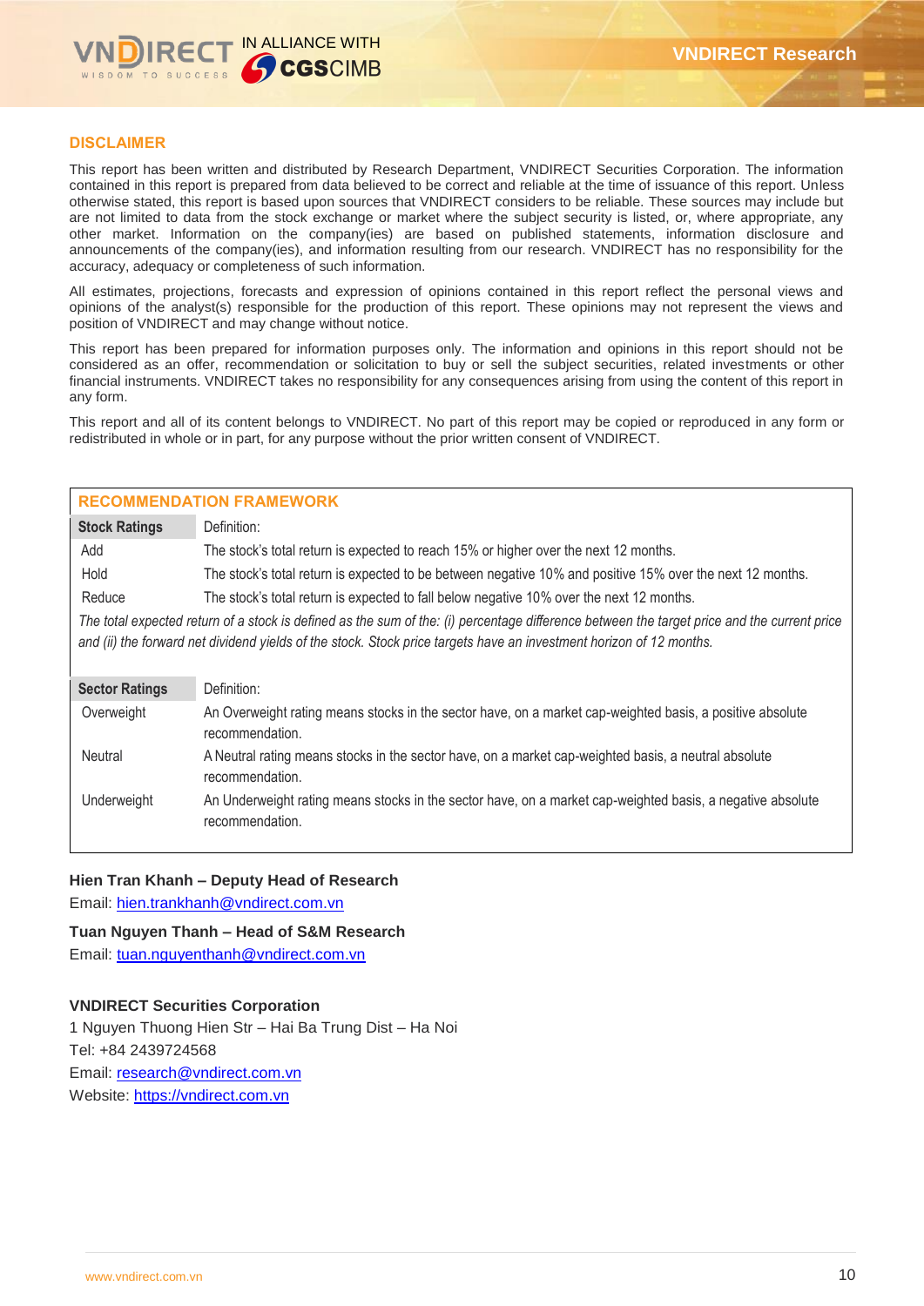## DISCLAIMER

This report has been written and distributed by Research Department, VNDIRECT Securities Corporation. The information contained in this report is prepared from data believed to be correct and reliable at the time of issuance of this report. Unless otherwise stated, this report is based upon sources that VNDIRECT considers to be reliable. These sources may include but are not limited to data from the stock exchange or market where the subject security is listed, or, where appropriate, any other market. Information on the company(ies) are based on published statements, information disclosure and announcements of the company(ies), and information resulting from our research. VNDIRECT has no responsibility for the accuracy, adequacy or completeness of such information.

All estimates, projections, forecasts and expression of opinions contained in this report reflect the personal views and opinions of the analyst(s) responsible for the production of this report. These opinions may not represent the views and position of VNDIRECT and may change without notice.

This report has been prepared for information purposes only. The information and opinions in this report should not be considered as an offer, recommendation or solicitation to buy or sell the subject securities, related investments or other financial instruments. VNDIRECT takes no responsibility for any consequences arising from using the content of this report in any form.

This report and all of its content belongs to VNDIRECT. No part of this report may be copied or reproduced in any form or redistributed in whole or in part, for any purpose without the prior written consent of VNDIRECT.

### RECOMMENDATION FRAMEWORK

| **Stock Ratings** | Definition: |
|---|---|
| Add | The stock's total return is expected to reach 15% or higher over the next 12 months. |
| Hold | The stock's total return is expected to be between negative 10% and positive 15% over the next 12 months. |
| Reduce | The stock's total return is expected to fall below negative 10% over the next 12 months. |

*The total expected return of a stock is defined as the sum of the: (i) percentage difference between the target price and the current price and (ii) the forward net dividend yields of the stock. Stock price targets have an investment horizon of 12 months.*

| **Sector Ratings** | Definition: |
|---|---|
| Overweight | An Overweight rating means stocks in the sector have, on a market cap-weighted basis, a positive absolute recommendation. |
| Neutral | A Neutral rating means stocks in the sector have, on a market cap-weighted basis, a neutral absolute recommendation. |
| Underweight | An Underweight rating means stocks in the sector have, on a market cap-weighted basis, a negative absolute recommendation. |

**Hien Tran Khanh – Deputy Head of Research**
Email: hien.trankhanh@vndirect.com.vn

**Tuan Nguyen Thanh – Head of S&M Research**
Email: tuan.nguyenthanh@vndirect.com.vn

**VNDIRECT Securities Corporation**
1 Nguyen Thuong Hien Str – Hai Ba Trung Dist – Ha Noi
Tel: +84 2439724568
Email: research@vndirect.com.vn
Website: https://vndirect.com.vn